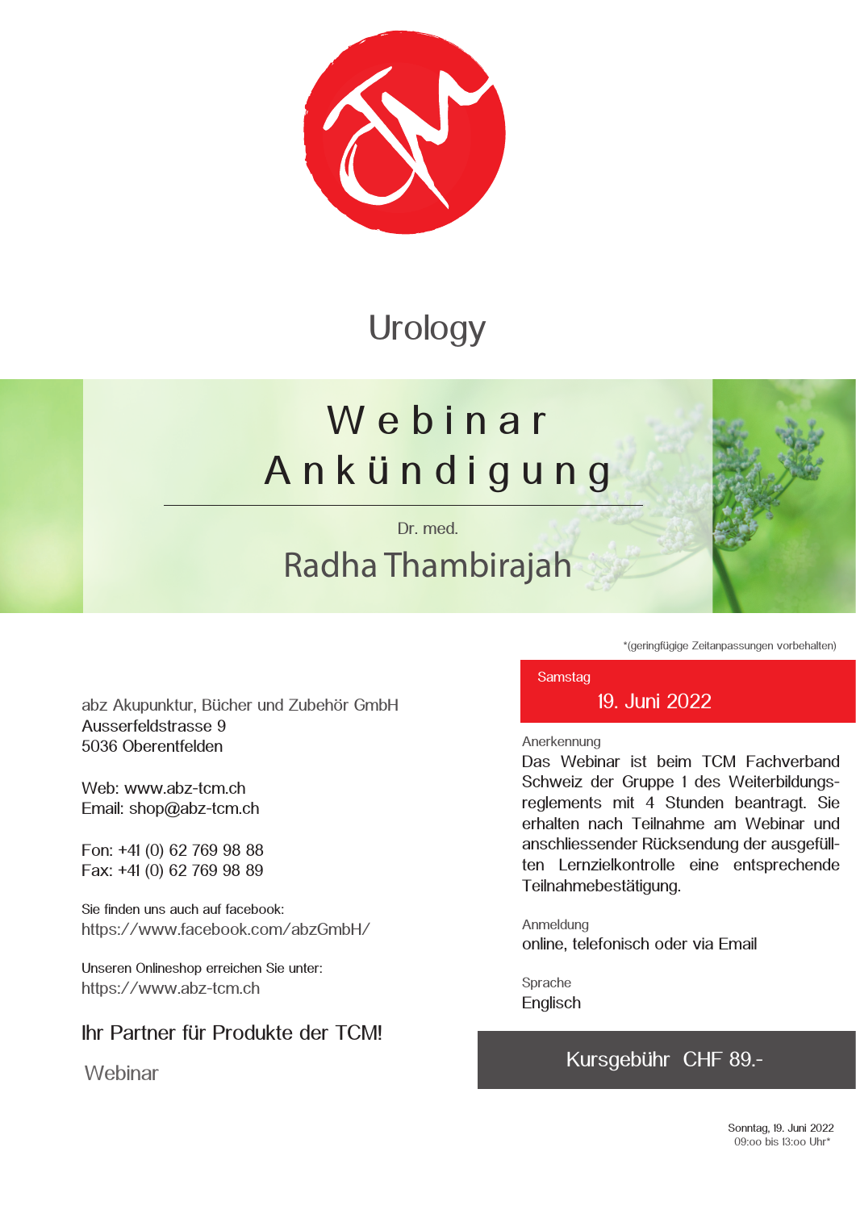# Urology

## Webinar Ankündigung

Dr. med.

## Radha Thambirajah

*(geringfügige Zeitanpassungen vorbehalten)

abz Akupunktur, Bücher und Zubehör GmbH
Ausserfeldstrasse 9
5036 Oberentfelden

Web: www.abz-tcm.ch
Email: shop@abz-tcm.ch

Fon: +41 (0) 62 769 98 88
Fax: +41 (0) 62 769 98 89

Sie finden uns auch auf facebook:
https://www.facebook.com/abzGmbH/

Unseren Onlineshop erreichen Sie unter:
https://www.abz-tcm.ch

**Ihr Partner für Produkte der TCM!**

Webinar

Samstag
**19. Juni 2022**

Anerkennung
Das Webinar ist beim TCM Fachverband Schweiz der Gruppe 1 des Weiterbildungs­reglements mit 4 Stunden beantragt. Sie erhalten nach Teilnahme am Webinar und anschliessender Rücksendung der ausgefüllten Lernzielkontrolle eine entsprechende Teilnahmebestätigung.

Anmeldung
online, telefonisch oder via Email

Sprache
Englisch

**Kursgebühr CHF 89.-**

Sonntag, 19. Juni 2022
09:00 bis 13:00 Uhr*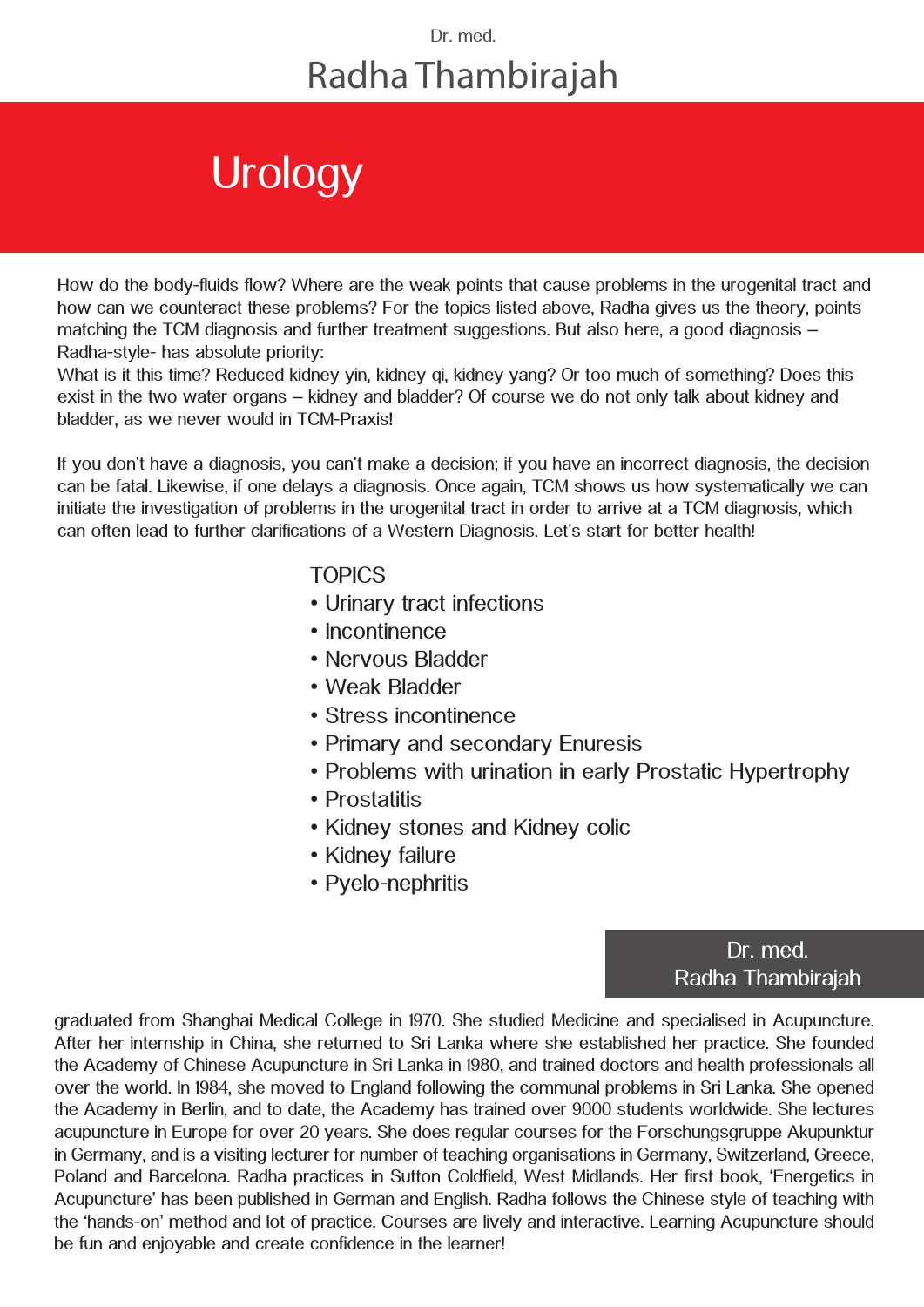Dr. med.

# Radha Thambirajah

## Urology

How do the body-fluids flow? Where are the weak points that cause problems in the urogenital tract and how can we counteract these problems? For the topics listed above, Radha gives us the theory, points matching the TCM diagnosis and further treatment suggestions. But also here, a good diagnosis – Radha-style- has absolute priority:
What is it this time? Reduced kidney yin, kidney qi, kidney yang? Or too much of something? Does this exist in the two water organs – kidney and bladder? Of course we do not only talk about kidney and bladder, as we never would in TCM-Praxis!

If you don't have a diagnosis, you can't make a decision; if you have an incorrect diagnosis, the decision can be fatal. Likewise, if one delays a diagnosis. Once again, TCM shows us how systematically we can initiate the investigation of problems in the urogenital tract in order to arrive at a TCM diagnosis, which can often lead to further clarifications of a Western Diagnosis. Let's start for better health!

TOPICS

- Urinary tract infections
- Incontinence
- Nervous Bladder
- Weak Bladder
- Stress incontinence
- Primary and secondary Enuresis
- Problems with urination in early Prostatic Hypertrophy
- Prostatitis
- Kidney stones and Kidney colic
- Kidney failure
- Pyelo-nephritis

**Dr. med.
Radha Thambirajah**

graduated from Shanghai Medical College in 1970. She studied Medicine and specialised in Acupuncture. After her internship in China, she returned to Sri Lanka where she established her practice. She founded the Academy of Chinese Acupuncture in Sri Lanka in 1980, and trained doctors and health professionals all over the world. In 1984, she moved to England following the communal problems in Sri Lanka. She opened the Academy in Berlin, and to date, the Academy has trained over 9000 students worldwide. She lectures acupuncture in Europe for over 20 years. She does regular courses for the Forschungsgruppe Akupunktur in Germany, and is a visiting lecturer for number of teaching organisations in Germany, Switzerland, Greece, Poland and Barcelona. Radha practices in Sutton Coldfield, West Midlands. Her first book, 'Energetics in Acupuncture' has been published in German and English. Radha follows the Chinese style of teaching with the 'hands-on' method and lot of practice. Courses are lively and interactive. Learning Acupuncture should be fun and enjoyable and create confidence in the learner!